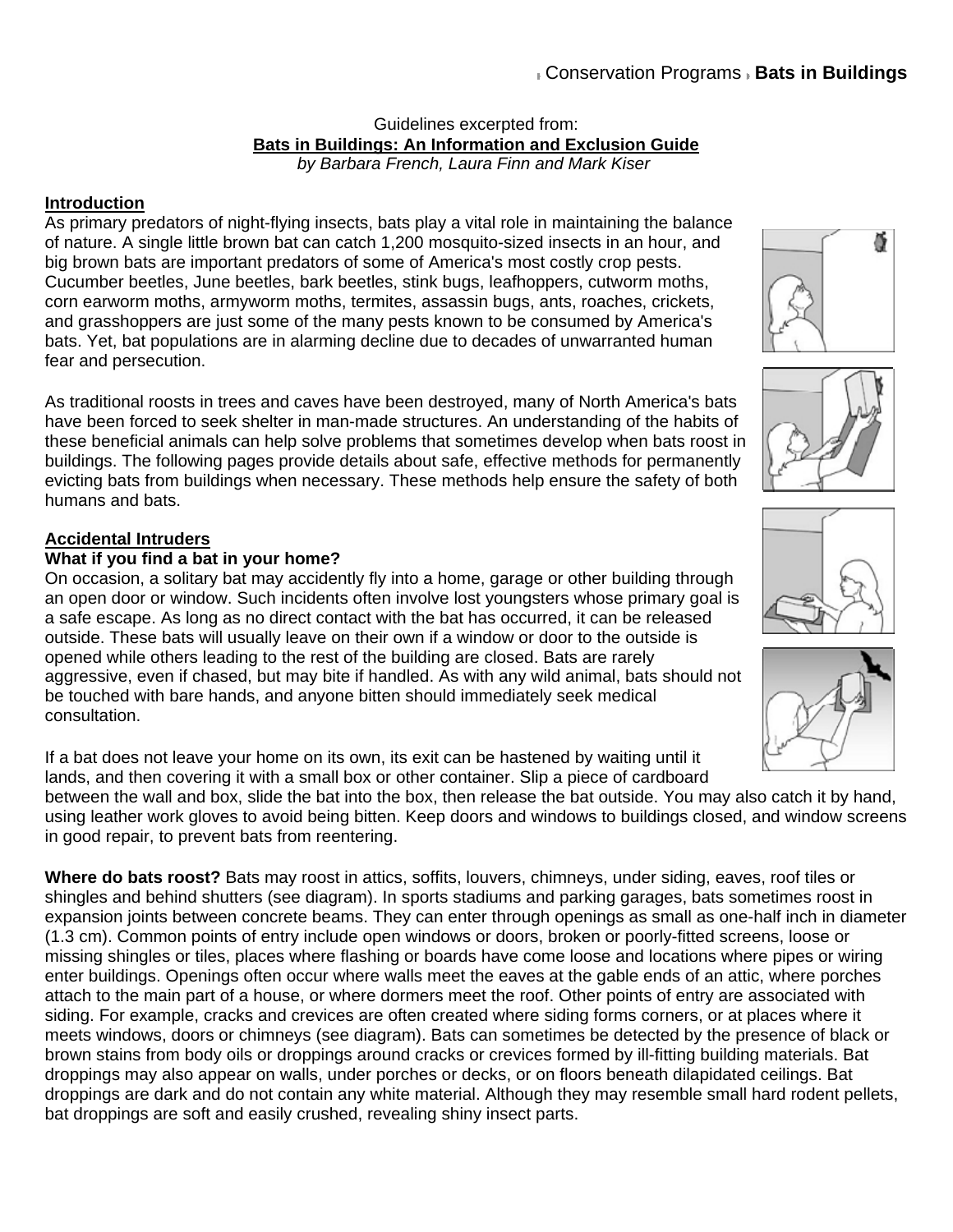Conservation Programs **Bats in Buildings**

Guidelines excerpted from:
**Bats in Buildings: An Information and Exclusion Guide**
*by Barbara French, Laura Finn and Mark Kiser*

## Introduction

As primary predators of night-flying insects, bats play a vital role in maintaining the balance of nature. A single little brown bat can catch 1,200 mosquito-sized insects in an hour, and big brown bats are important predators of some of America's most costly crop pests. Cucumber beetles, June beetles, bark beetles, stink bugs, leafhoppers, cutworm moths, corn earworm moths, armyworm moths, termites, assassin bugs, ants, roaches, crickets, and grasshoppers are just some of the many pests known to be consumed by America's bats. Yet, bat populations are in alarming decline due to decades of unwarranted human fear and persecution.

As traditional roosts in trees and caves have been destroyed, many of North America's bats have been forced to seek shelter in man-made structures. An understanding of the habits of these beneficial animals can help solve problems that sometimes develop when bats roost in buildings. The following pages provide details about safe, effective methods for permanently evicting bats from buildings when necessary. These methods help ensure the safety of both humans and bats.

## Accidental Intruders

### What if you find a bat in your home?

On occasion, a solitary bat may accidently fly into a home, garage or other building through an open door or window. Such incidents often involve lost youngsters whose primary goal is a safe escape. As long as no direct contact with the bat has occurred, it can be released outside. These bats will usually leave on their own if a window or door to the outside is opened while others leading to the rest of the building are closed. Bats are rarely aggressive, even if chased, but may bite if handled. As with any wild animal, bats should not be touched with bare hands, and anyone bitten should immediately seek medical consultation.

If a bat does not leave your home on its own, its exit can be hastened by waiting until it lands, and then covering it with a small box or other container. Slip a piece of cardboard between the wall and box, slide the bat into the box, then release the bat outside. You may also catch it by hand, using leather work gloves to avoid being bitten. Keep doors and windows to buildings closed, and window screens in good repair, to prevent bats from reentering.

**Where do bats roost?** Bats may roost in attics, soffits, louvers, chimneys, under siding, eaves, roof tiles or shingles and behind shutters (see diagram). In sports stadiums and parking garages, bats sometimes roost in expansion joints between concrete beams. They can enter through openings as small as one-half inch in diameter (1.3 cm). Common points of entry include open windows or doors, broken or poorly-fitted screens, loose or missing shingles or tiles, places where flashing or boards have come loose and locations where pipes or wiring enter buildings. Openings often occur where walls meet the eaves at the gable ends of an attic, where porches attach to the main part of a house, or where dormers meet the roof. Other points of entry are associated with siding. For example, cracks and crevices are often created where siding forms corners, or at places where it meets windows, doors or chimneys (see diagram). Bats can sometimes be detected by the presence of black or brown stains from body oils or droppings around cracks or crevices formed by ill-fitting building materials. Bat droppings may also appear on walls, under porches or decks, or on floors beneath dilapidated ceilings. Bat droppings are dark and do not contain any white material. Although they may resemble small hard rodent pellets, bat droppings are soft and easily crushed, revealing shiny insect parts.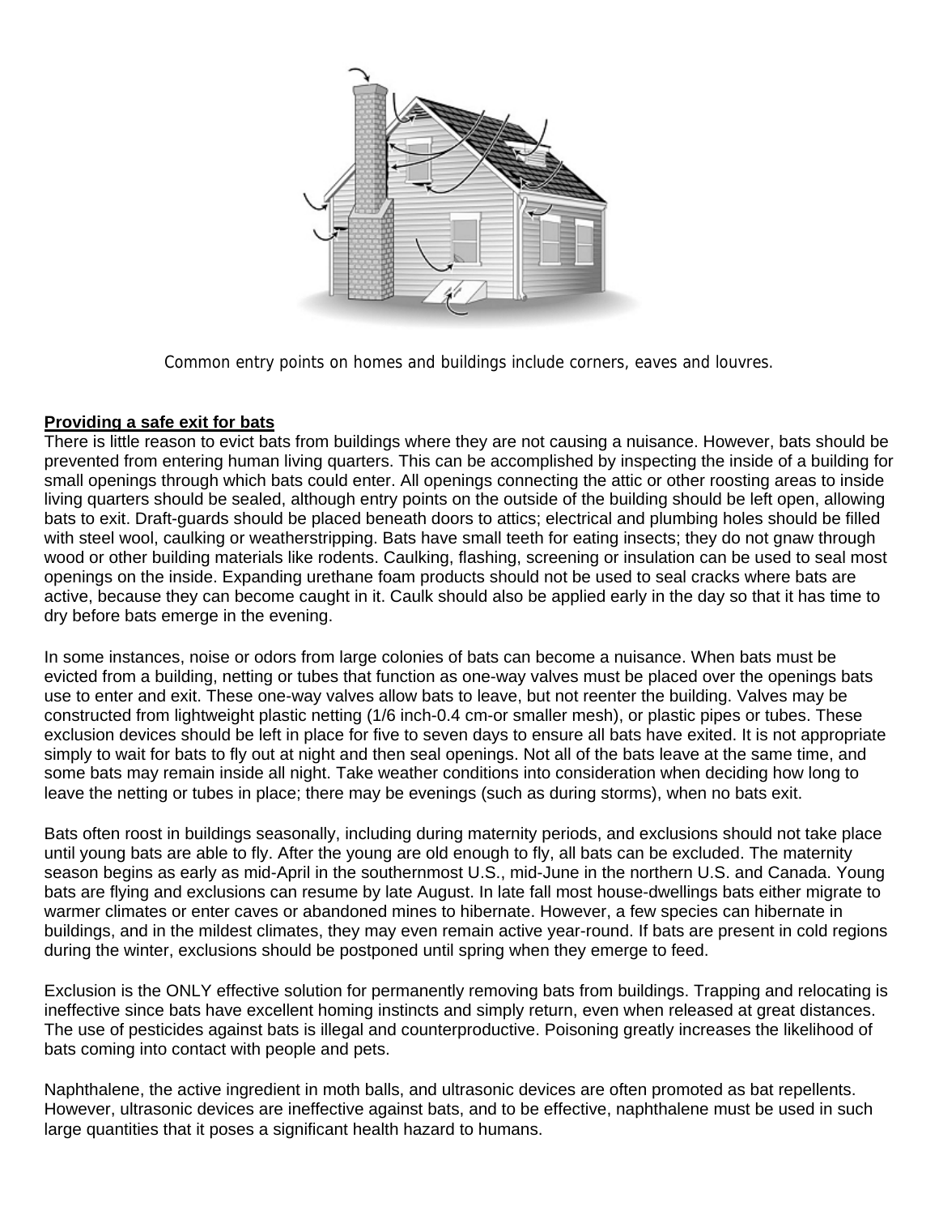Common entry points on homes and buildings include corners, eaves and louvres.

**Providing a safe exit for bats**

There is little reason to evict bats from buildings where they are not causing a nuisance. However, bats should be prevented from entering human living quarters. This can be accomplished by inspecting the inside of a building for small openings through which bats could enter. All openings connecting the attic or other roosting areas to inside living quarters should be sealed, although entry points on the outside of the building should be left open, allowing bats to exit. Draft-guards should be placed beneath doors to attics; electrical and plumbing holes should be filled with steel wool, caulking or weatherstripping. Bats have small teeth for eating insects; they do not gnaw through wood or other building materials like rodents. Caulking, flashing, screening or insulation can be used to seal most openings on the inside. Expanding urethane foam products should not be used to seal cracks where bats are active, because they can become caught in it. Caulk should also be applied early in the day so that it has time to dry before bats emerge in the evening.

In some instances, noise or odors from large colonies of bats can become a nuisance. When bats must be evicted from a building, netting or tubes that function as one-way valves must be placed over the openings bats use to enter and exit. These one-way valves allow bats to leave, but not reenter the building. Valves may be constructed from lightweight plastic netting (1/6 inch-0.4 cm-or smaller mesh), or plastic pipes or tubes. These exclusion devices should be left in place for five to seven days to ensure all bats have exited. It is not appropriate simply to wait for bats to fly out at night and then seal openings. Not all of the bats leave at the same time, and some bats may remain inside all night. Take weather conditions into consideration when deciding how long to leave the netting or tubes in place; there may be evenings (such as during storms), when no bats exit.

Bats often roost in buildings seasonally, including during maternity periods, and exclusions should not take place until young bats are able to fly. After the young are old enough to fly, all bats can be excluded. The maternity season begins as early as mid-April in the southernmost U.S., mid-June in the northern U.S. and Canada. Young bats are flying and exclusions can resume by late August. In late fall most house-dwellings bats either migrate to warmer climates or enter caves or abandoned mines to hibernate. However, a few species can hibernate in buildings, and in the mildest climates, they may even remain active year-round. If bats are present in cold regions during the winter, exclusions should be postponed until spring when they emerge to feed.

Exclusion is the ONLY effective solution for permanently removing bats from buildings. Trapping and relocating is ineffective since bats have excellent homing instincts and simply return, even when released at great distances. The use of pesticides against bats is illegal and counterproductive. Poisoning greatly increases the likelihood of bats coming into contact with people and pets.

Naphthalene, the active ingredient in moth balls, and ultrasonic devices are often promoted as bat repellents. However, ultrasonic devices are ineffective against bats, and to be effective, naphthalene must be used in such large quantities that it poses a significant health hazard to humans.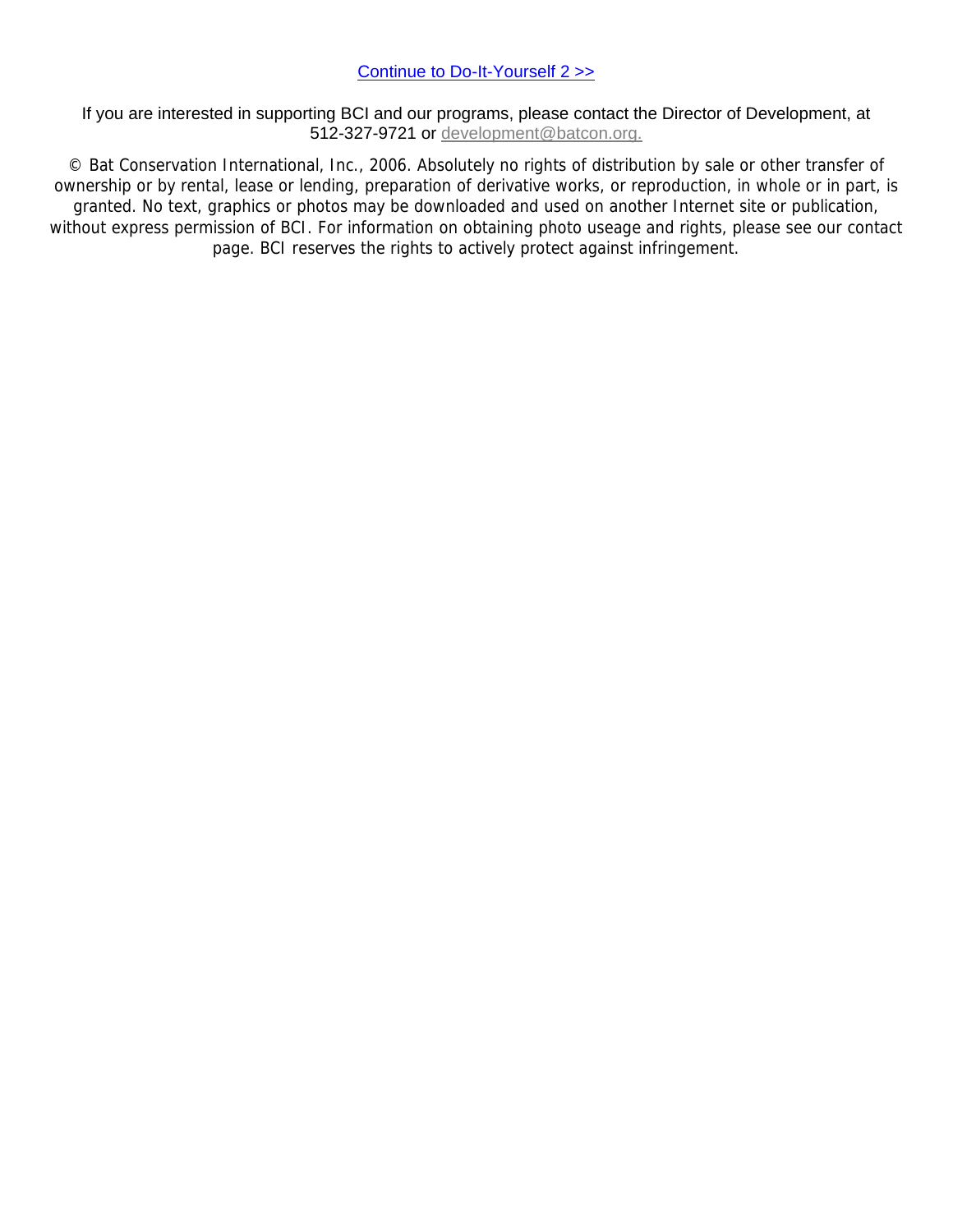Continue to Do-It-Yourself 2 >>

If you are interested in supporting BCI and our programs, please contact the Director of Development, at 512-327-9721 or development@batcon.org.

© Bat Conservation International, Inc., 2006. Absolutely no rights of distribution by sale or other transfer of ownership or by rental, lease or lending, preparation of derivative works, or reproduction, in whole or in part, is granted. No text, graphics or photos may be downloaded and used on another Internet site or publication, without express permission of BCI. For information on obtaining photo useage and rights, please see our contact page. BCI reserves the rights to actively protect against infringement.